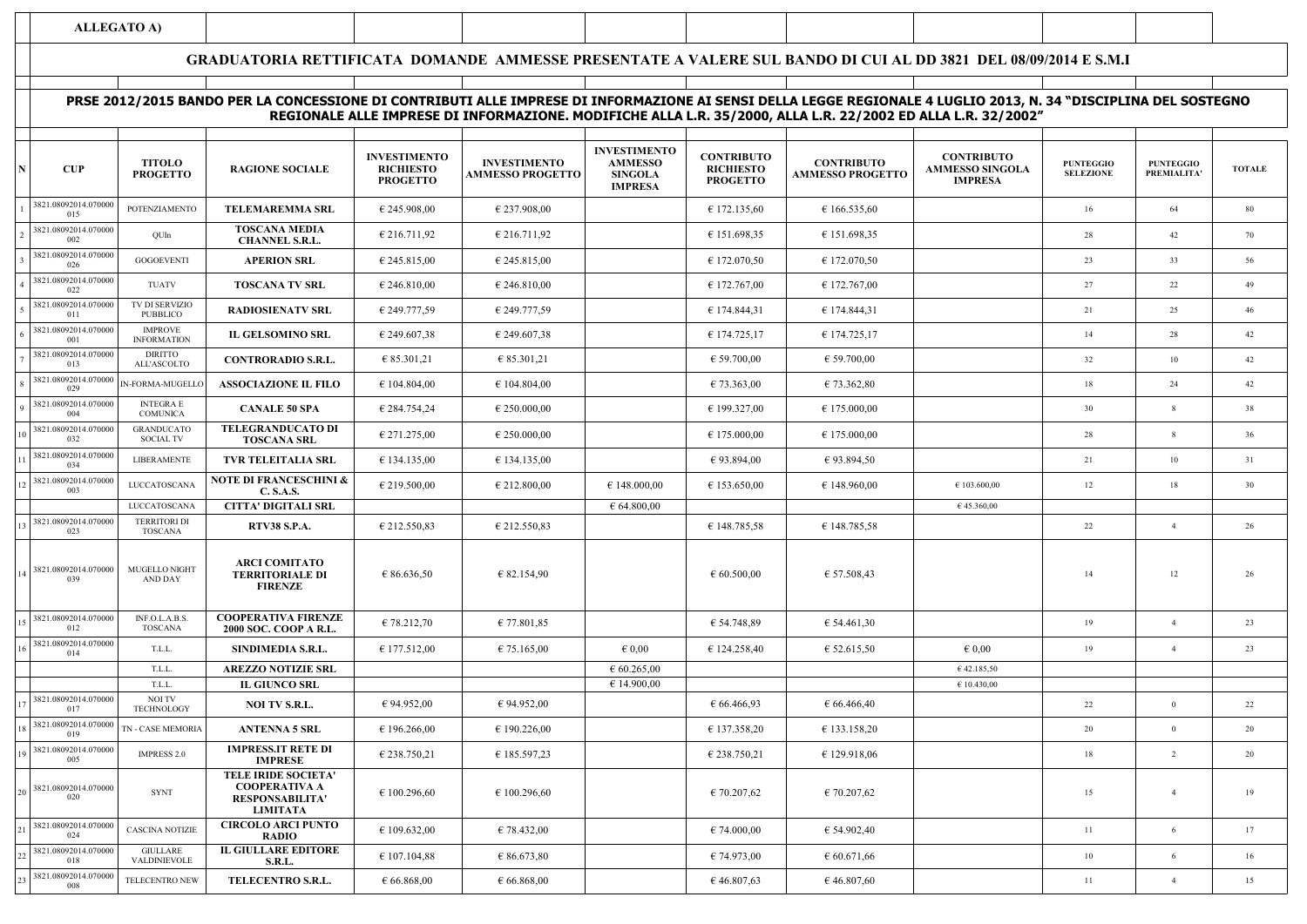**ALLEGATO A)**

## GRADUATORIA RETTIFICATA DOMANDE AMMESSE PRESENTATE A VALERE SUL BANDO DI CUI AL DD 3821 DEL 08/09/2014 E S.M.I

### PRSE 2012/2015 BANDO PER LA CONCESSIONE DI CONTRIBUTI ALLE IMPRESE DI INFORMAZIONE AI SENSI DELLA LEGGE REGIONALE 4 LUGLIO 2013, N. 34 "DISCIPLINA DEL SOSTEGNO REGIONALE ALLE IMPRESE DI INFORMAZIONE. MODIFICHE ALLA L.R. 35/2000, ALLA L.R. 22/2002 ED ALLA L.R. 32/2002"

| N | CUP | TITOLO PROGETTO | RAGIONE SOCIALE | INVESTIMENTO RICHIESTO PROGETTO | INVESTIMENTO AMMESSO PROGETTO | INVESTIMENTO AMMESSO SINGOLA IMPRESA | CONTRIBUTO RICHIESTO PROGETTO | CONTRIBUTO AMMESSO PROGETTO | CONTRIBUTO AMMESSO SINGOLA IMPRESA | PUNTEGGIO SELEZIONE | PUNTEGGIO PREMIALITA' | TOTALE |
|---|---|---|---|---|---|---|---|---|---|---|---|---|
| 1 | 3821.08092014.070000015 | POTENZIAMENTO | **TELEMAREMMA SRL** | € 245.908,00 | € 237.908,00 | | € 172.135,60 | € 166.535,60 | | 16 | 64 | 80 |
| 2 | 3821.08092014.070000002 | QUIn | **TOSCANA MEDIA CHANNEL S.R.L.** | € 216.711,92 | € 216.711,92 | | € 151.698,35 | € 151.698,35 | | 28 | 42 | 70 |
| 3 | 3821.08092014.070000026 | GOGOEVENTI | **APERION SRL** | € 245.815,00 | € 245.815,00 | | € 172.070,50 | € 172.070,50 | | 23 | 33 | 56 |
| 4 | 3821.08092014.070000022 | TUATV | **TOSCANA TV SRL** | € 246.810,00 | € 246.810,00 | | € 172.767,00 | € 172.767,00 | | 27 | 22 | 49 |
| 5 | 3821.08092014.070000011 | TV DI SERVIZIO PUBBLICO | **RADIOSIENATV SRL** | € 249.777,59 | € 249.777,59 | | € 174.844,31 | € 174.844,31 | | 21 | 25 | 46 |
| 6 | 3821.08092014.070000001 | IMPROVE INFORMATION | **IL GELSOMINO SRL** | € 249.607,38 | € 249.607,38 | | € 174.725,17 | € 174.725,17 | | 14 | 28 | 42 |
| 7 | 3821.08092014.070000013 | DIRITTO ALL'ASCOLTO | **CONTRORADIO S.R.L.** | € 85.301,21 | € 85.301,21 | | € 59.700,00 | € 59.700,00 | | 32 | 10 | 42 |
| 8 | 3821.08092014.070000029 | IN-FORMA-MUGELLO | **ASSOCIAZIONE IL FILO** | € 104.804,00 | € 104.804,00 | | € 73.363,00 | € 73.362,80 | | 18 | 24 | 42 |
| 9 | 3821.08092014.070000004 | INTEGRA E COMUNICA | **CANALE 50 SPA** | € 284.754,24 | € 250.000,00 | | € 199.327,00 | € 175.000,00 | | 30 | 8 | 38 |
| 10 | 3821.08092014.070000032 | GRANDUCATO SOCIAL TV | **TELEGRANDUCATO DI TOSCANA SRL** | € 271.275,00 | € 250.000,00 | | € 175.000,00 | € 175.000,00 | | 28 | 8 | 36 |
| 11 | 3821.08092014.070000034 | LIBERAMENTE | **TVR TELEITALIA SRL** | € 134.135,00 | € 134.135,00 | | € 93.894,00 | € 93.894,50 | | 21 | 10 | 31 |
| 12 | 3821.08092014.070000003 | LUCCATOSCANA | **NOTE DI FRANCESCHINI & C. S.A.S.** | € 219.500,00 | € 212.800,00 | € 148.000,00 | € 153.650,00 | € 148.960,00 | € 103.600,00 | 12 | 18 | 30 |
| | | LUCCATOSCANA | **CITTA' DIGITALI SRL** | | | € 64.800,00 | | | € 45.360,00 | | | |
| 13 | 3821.08092014.070000023 | TERRITORI DI TOSCANA | **RTV38 S.P.A.** | € 212.550,83 | € 212.550,83 | | € 148.785,58 | € 148.785,58 | | 22 | 4 | 26 |
| 14 | 3821.08092014.070000039 | MUGELLO NIGHT AND DAY | **ARCI COMITATO TERRITORIALE DI FIRENZE** | € 86.636,50 | € 82.154,90 | | € 60.500,00 | € 57.508,43 | | 14 | 12 | 26 |
| 15 | 3821.08092014.070000012 | INF.O.L.A.B.S. TOSCANA | **COOPERATIVA FIRENZE 2000 SOC. COOP A R.L.** | € 78.212,70 | € 77.801,85 | | € 54.748,89 | € 54.461,30 | | 19 | 4 | 23 |
| 16 | 3821.08092014.070000014 | T.L.L. | **SINDIMEDIA S.R.L.** | € 177.512,00 | € 75.165,00 | € 0,00 | € 124.258,40 | € 52.615,50 | € 0,00 | 19 | 4 | 23 |
| | | T.L.L. | **AREZZO NOTIZIE SRL** | | | € 60.265,00 | | | € 42.185,50 | | | |
| | | T.L.L. | **IL GIUNCO SRL** | | | € 14.900,00 | | | € 10.430,00 | | | |
| 17 | 3821.08092014.070000017 | NOI TV TECHNOLOGY | **NOI TV S.R.L.** | € 94.952,00 | € 94.952,00 | | € 66.466,93 | € 66.466,40 | | 22 | 0 | 22 |
| 18 | 3821.08092014.070000019 | TN - CASE MEMORIA | **ANTENNA 5 SRL** | € 196.266,00 | € 190.226,00 | | € 137.358,20 | € 133.158,20 | | 20 | 0 | 20 |
| 19 | 3821.08092014.070000005 | IMPRESS 2.0 | **IMPRESS.IT RETE DI IMPRESE** | € 238.750,21 | € 185.597,23 | | € 238.750,21 | € 129.918,06 | | 18 | 2 | 20 |
| 20 | 3821.08092014.070000020 | SYNT | **TELE IRIDE SOCIETA' COOPERATIVA A RESPONSABILITA' LIMITATA** | € 100.296,60 | € 100.296,60 | | € 70.207,62 | € 70.207,62 | | 15 | 4 | 19 |
| 21 | 3821.08092014.070000024 | CASCINA NOTIZIE | **CIRCOLO ARCI PUNTO RADIO** | € 109.632,00 | € 78.432,00 | | € 74.000,00 | € 54.902,40 | | 11 | 6 | 17 |
| 22 | 3821.08092014.070000018 | GIULLARE VALDINIEVOLE | **IL GIULLARE EDITORE S.R.L.** | € 107.104,88 | € 86.673,80 | | € 74.973,00 | € 60.671,66 | | 10 | 6 | 16 |
| 23 | 3821.08092014.070000008 | TELECENTRO NEW | **TELECENTRO S.R.L.** | € 66.868,00 | € 66.868,00 | | € 46.807,63 | € 46.807,60 | | 11 | 4 | 15 |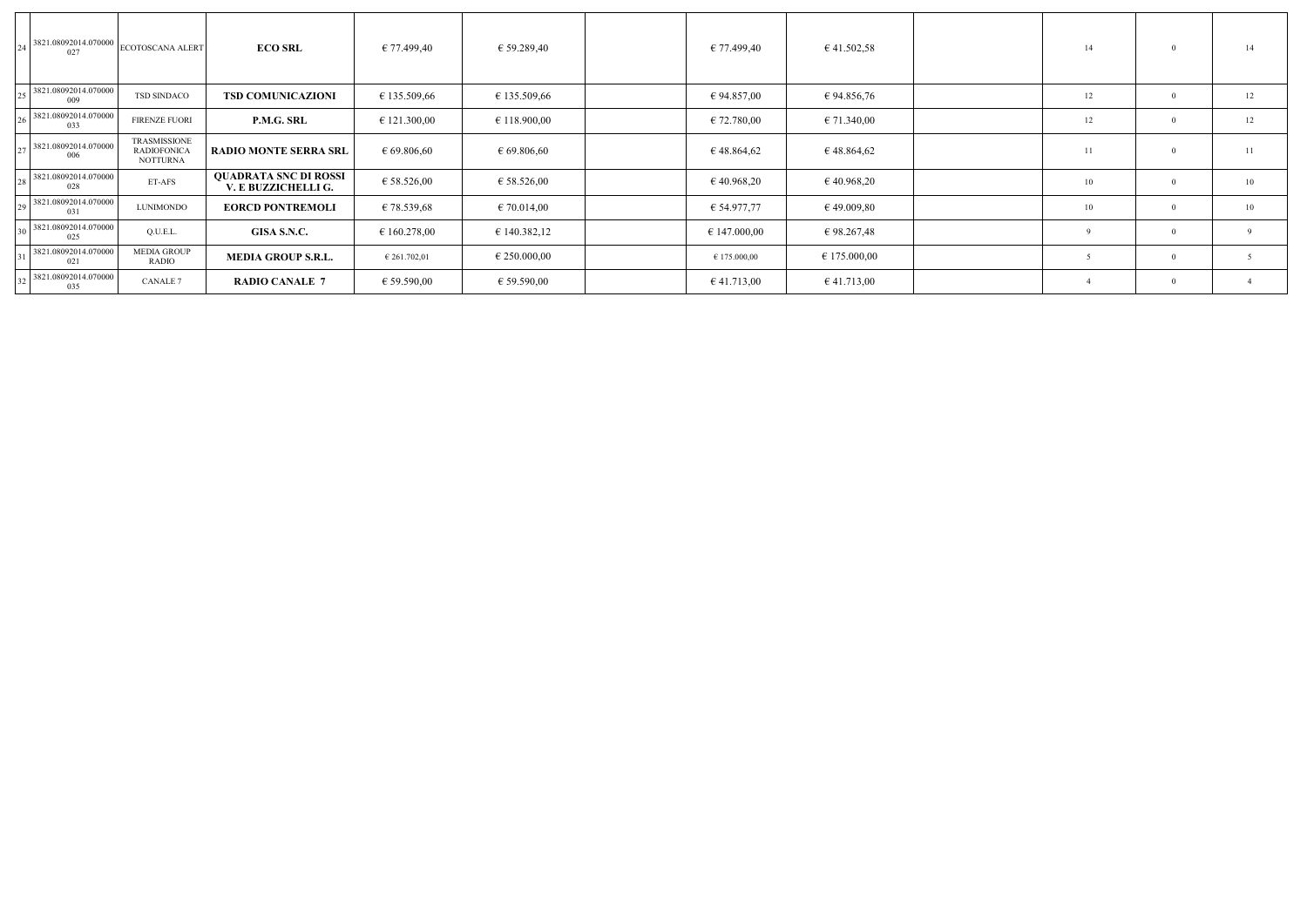| | | | | | | | | | | | | |
|---|---|---|---|---|---|---|---|---|---|---|---|---|
| 24 | 3821.08092014.070000027 | ECOTOSCANA ALERT | **ECO SRL** | € 77.499,40 | € 59.289,40 | | € 77.499,40 | € 41.502,58 | | 14 | 0 | 14 |
| 25 | 3821.08092014.070000009 | TSD SINDACO | **TSD COMUNICAZIONI** | € 135.509,66 | € 135.509,66 | | € 94.857,00 | € 94.856,76 | | 12 | 0 | 12 |
| 26 | 3821.08092014.070000033 | FIRENZE FUORI | **P.M.G. SRL** | € 121.300,00 | € 118.900,00 | | € 72.780,00 | € 71.340,00 | | 12 | 0 | 12 |
| 27 | 3821.08092014.070000006 | TRASMISSIONE RADIOFONICA NOTTURNA | **RADIO MONTE SERRA SRL** | € 69.806,60 | € 69.806,60 | | € 48.864,62 | € 48.864,62 | | 11 | 0 | 11 |
| 28 | 3821.08092014.070000028 | ET-AFS | **QUADRATA SNC DI ROSSI V. E BUZZICHELLI G.** | € 58.526,00 | € 58.526,00 | | € 40.968,20 | € 40.968,20 | | 10 | 0 | 10 |
| 29 | 3821.08092014.070000031 | LUNIMONDO | **EORCD PONTREMOLI** | € 78.539,68 | € 70.014,00 | | € 54.977,77 | € 49.009,80 | | 10 | 0 | 10 |
| 30 | 3821.08092014.070000025 | Q.U.E.L. | **GISA S.N.C.** | € 160.278,00 | € 140.382,12 | | € 147.000,00 | € 98.267,48 | | 9 | 0 | 9 |
| 31 | 3821.08092014.070000021 | MEDIA GROUP RADIO | **MEDIA GROUP S.R.L.** | € 261.702,01 | € 250.000,00 | | € 175.000,00 | € 175.000,00 | | 5 | 0 | 5 |
| 32 | 3821.08092014.070000035 | CANALE 7 | **RADIO CANALE 7** | € 59.590,00 | € 59.590,00 | | € 41.713,00 | € 41.713,00 | | 4 | 0 | 4 |